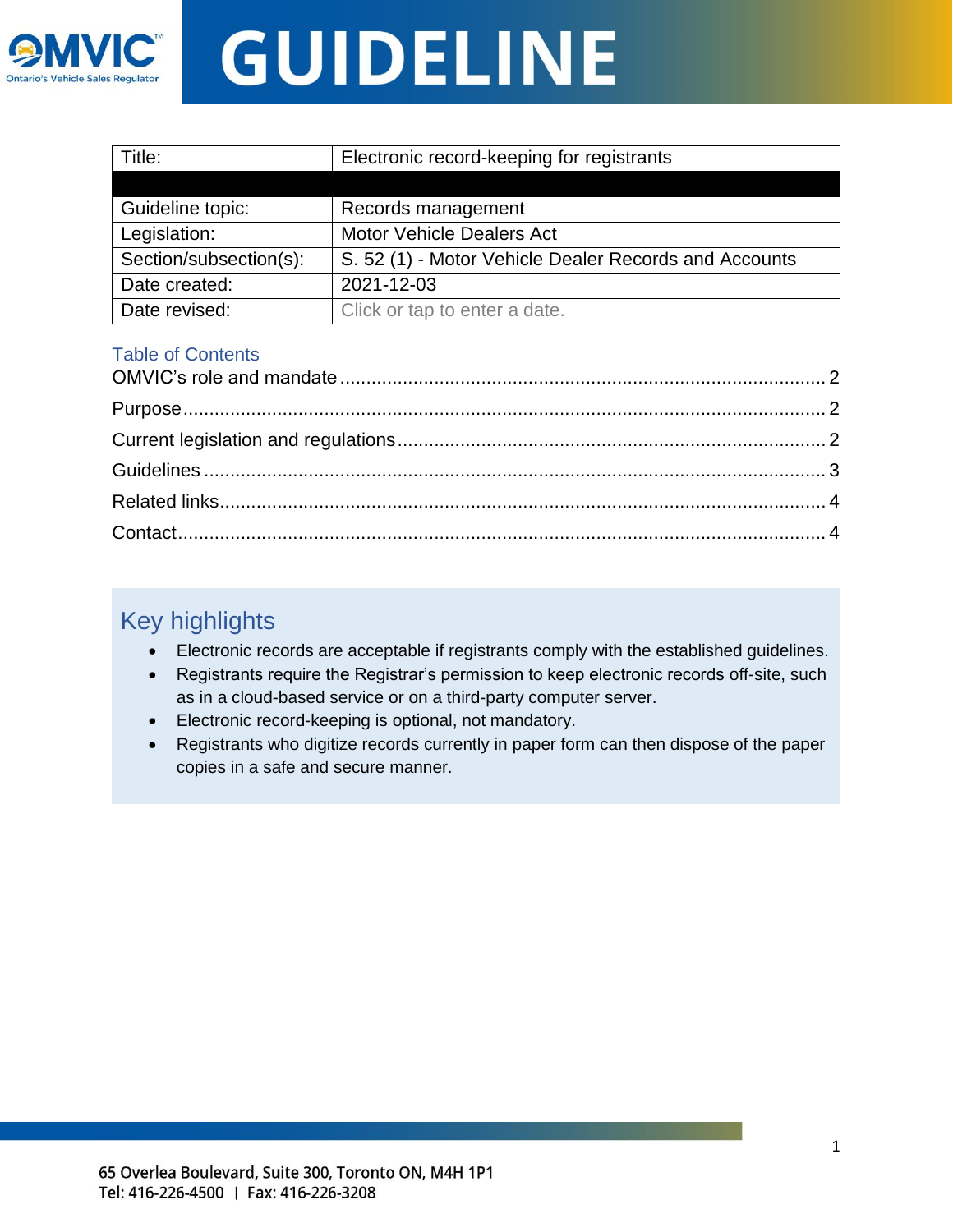# GUIDELINE

OMVIC
Ontario's Vehicle Sales Regulator

| Title: | Electronic record-keeping for registrants |
|---|---|
| | |
| Guideline topic: | Records management |
| Legislation: | Motor Vehicle Dealers Act |
| Section/subsection(s): | S. 52 (1) - Motor Vehicle Dealer Records and Accounts |
| Date created: | 2021-12-03 |
| Date revised: | Click or tap to enter a date. |

## Table of Contents

OMVIC's role and mandate ........ 2
Purpose ........ 2
Current legislation and regulations ........ 2
Guidelines ........ 3
Related links ........ 4
Contact ........ 4

## Key highlights

- Electronic records are acceptable if registrants comply with the established guidelines.
- Registrants require the Registrar's permission to keep electronic records off-site, such as in a cloud-based service or on a third-party computer server.
- Electronic record-keeping is optional, not mandatory.
- Registrants who digitize records currently in paper form can then dispose of the paper copies in a safe and secure manner.

65 Overlea Boulevard, Suite 300, Toronto ON, M4H 1P1
Tel: 416-226-4500 | Fax: 416-226-3208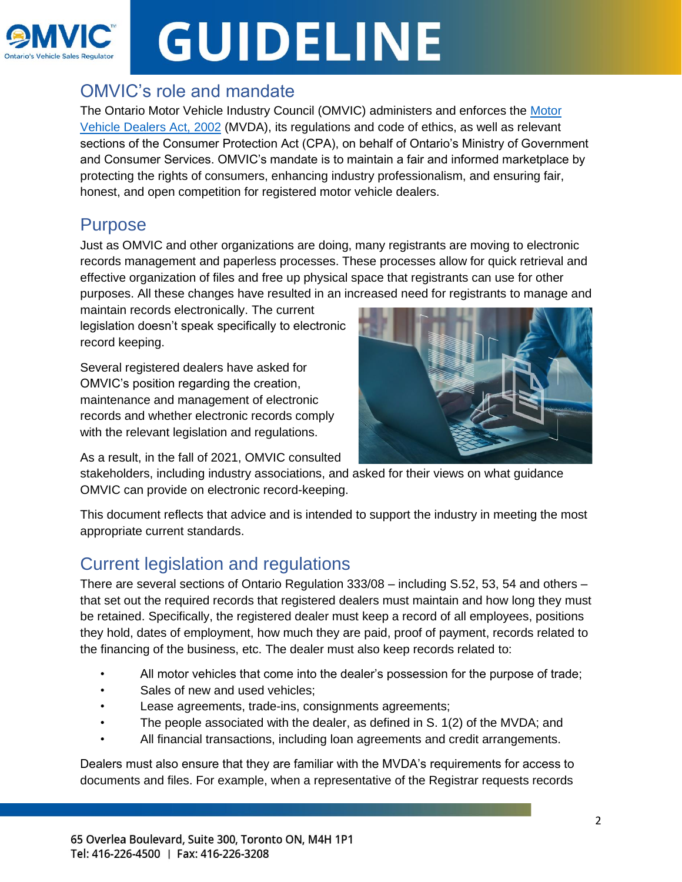# GUIDELINE

## OMVIC's role and mandate

The Ontario Motor Vehicle Industry Council (OMVIC) administers and enforces the Motor Vehicle Dealers Act, 2002 (MVDA), its regulations and code of ethics, as well as relevant sections of the Consumer Protection Act (CPA), on behalf of Ontario's Ministry of Government and Consumer Services. OMVIC's mandate is to maintain a fair and informed marketplace by protecting the rights of consumers, enhancing industry professionalism, and ensuring fair, honest, and open competition for registered motor vehicle dealers.

## Purpose

Just as OMVIC and other organizations are doing, many registrants are moving to electronic records management and paperless processes. These processes allow for quick retrieval and effective organization of files and free up physical space that registrants can use for other purposes. All these changes have resulted in an increased need for registrants to manage and maintain records electronically. The current legislation doesn't speak specifically to electronic record keeping.

Several registered dealers have asked for OMVIC's position regarding the creation, maintenance and management of electronic records and whether electronic records comply with the relevant legislation and regulations.

As a result, in the fall of 2021, OMVIC consulted stakeholders, including industry associations, and asked for their views on what guidance OMVIC can provide on electronic record-keeping.

This document reflects that advice and is intended to support the industry in meeting the most appropriate current standards.

## Current legislation and regulations

There are several sections of Ontario Regulation 333/08 – including S.52, 53, 54 and others – that set out the required records that registered dealers must maintain and how long they must be retained. Specifically, the registered dealer must keep a record of all employees, positions they hold, dates of employment, how much they are paid, proof of payment, records related to the financing of the business, etc. The dealer must also keep records related to:

- All motor vehicles that come into the dealer's possession for the purpose of trade;
- Sales of new and used vehicles;
- Lease agreements, trade-ins, consignments agreements;
- The people associated with the dealer, as defined in S. 1(2) of the MVDA; and
- All financial transactions, including loan agreements and credit arrangements.

Dealers must also ensure that they are familiar with the MVDA's requirements for access to documents and files. For example, when a representative of the Registrar requests records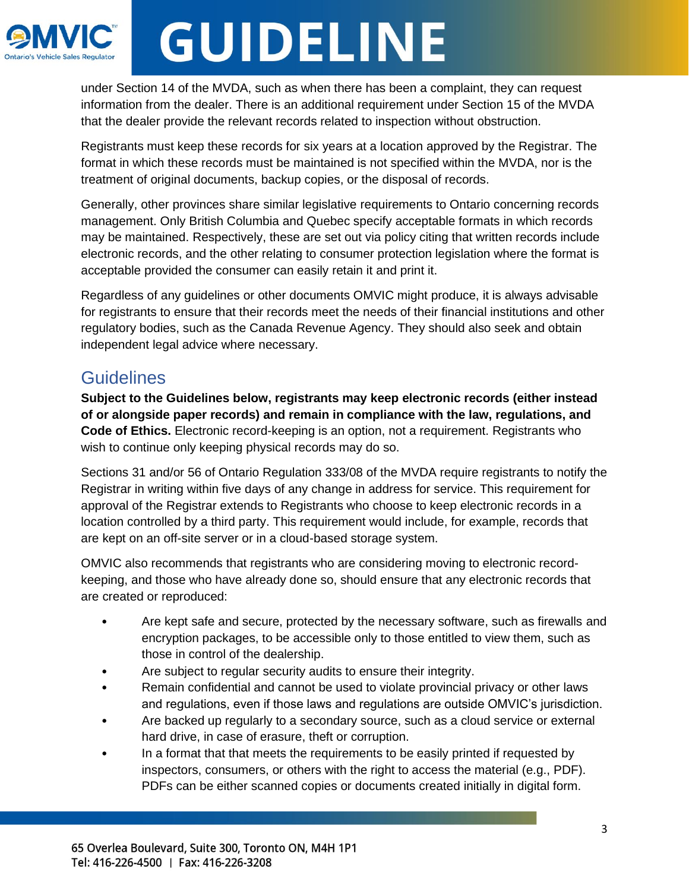under Section 14 of the MVDA, such as when there has been a complaint, they can request information from the dealer. There is an additional requirement under Section 15 of the MVDA that the dealer provide the relevant records related to inspection without obstruction.

Registrants must keep these records for six years at a location approved by the Registrar. The format in which these records must be maintained is not specified within the MVDA, nor is the treatment of original documents, backup copies, or the disposal of records.

Generally, other provinces share similar legislative requirements to Ontario concerning records management. Only British Columbia and Quebec specify acceptable formats in which records may be maintained. Respectively, these are set out via policy citing that written records include electronic records, and the other relating to consumer protection legislation where the format is acceptable provided the consumer can easily retain it and print it.

Regardless of any guidelines or other documents OMVIC might produce, it is always advisable for registrants to ensure that their records meet the needs of their financial institutions and other regulatory bodies, such as the Canada Revenue Agency. They should also seek and obtain independent legal advice where necessary.

## Guidelines

**Subject to the Guidelines below, registrants may keep electronic records (either instead of or alongside paper records) and remain in compliance with the law, regulations, and Code of Ethics.** Electronic record-keeping is an option, not a requirement. Registrants who wish to continue only keeping physical records may do so.

Sections 31 and/or 56 of Ontario Regulation 333/08 of the MVDA require registrants to notify the Registrar in writing within five days of any change in address for service. This requirement for approval of the Registrar extends to Registrants who choose to keep electronic records in a location controlled by a third party. This requirement would include, for example, records that are kept on an off-site server or in a cloud-based storage system.

OMVIC also recommends that registrants who are considering moving to electronic record-keeping, and those who have already done so, should ensure that any electronic records that are created or reproduced:

- Are kept safe and secure, protected by the necessary software, such as firewalls and encryption packages, to be accessible only to those entitled to view them, such as those in control of the dealership.
- Are subject to regular security audits to ensure their integrity.
- Remain confidential and cannot be used to violate provincial privacy or other laws and regulations, even if those laws and regulations are outside OMVIC's jurisdiction.
- Are backed up regularly to a secondary source, such as a cloud service or external hard drive, in case of erasure, theft or corruption.
- In a format that that meets the requirements to be easily printed if requested by inspectors, consumers, or others with the right to access the material (e.g., PDF). PDFs can be either scanned copies or documents created initially in digital form.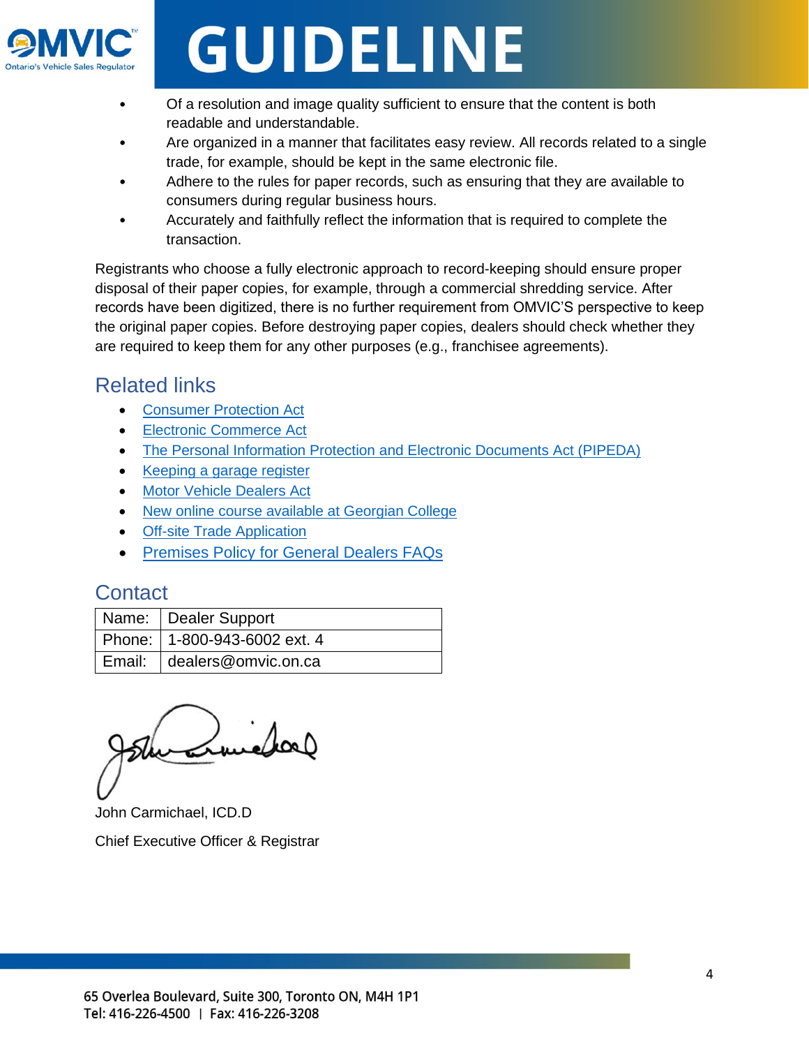- Of a resolution and image quality sufficient to ensure that the content is both readable and understandable.
- Are organized in a manner that facilitates easy review. All records related to a single trade, for example, should be kept in the same electronic file.
- Adhere to the rules for paper records, such as ensuring that they are available to consumers during regular business hours.
- Accurately and faithfully reflect the information that is required to complete the transaction.

Registrants who choose a fully electronic approach to record-keeping should ensure proper disposal of their paper copies, for example, through a commercial shredding service. After records have been digitized, there is no further requirement from OMVIC'S perspective to keep the original paper copies. Before destroying paper copies, dealers should check whether they are required to keep them for any other purposes (e.g., franchisee agreements).

## Related links

- Consumer Protection Act
- Electronic Commerce Act
- The Personal Information Protection and Electronic Documents Act (PIPEDA)
- Keeping a garage register
- Motor Vehicle Dealers Act
- New online course available at Georgian College
- Off-site Trade Application
- Premises Policy for General Dealers FAQs

## Contact

| | |
|---|---|
| Name: | Dealer Support |
| Phone: | 1-800-943-6002 ext. 4 |
| Email: | dealers@omvic.on.ca |

John Carmichael, ICD.D

Chief Executive Officer & Registrar